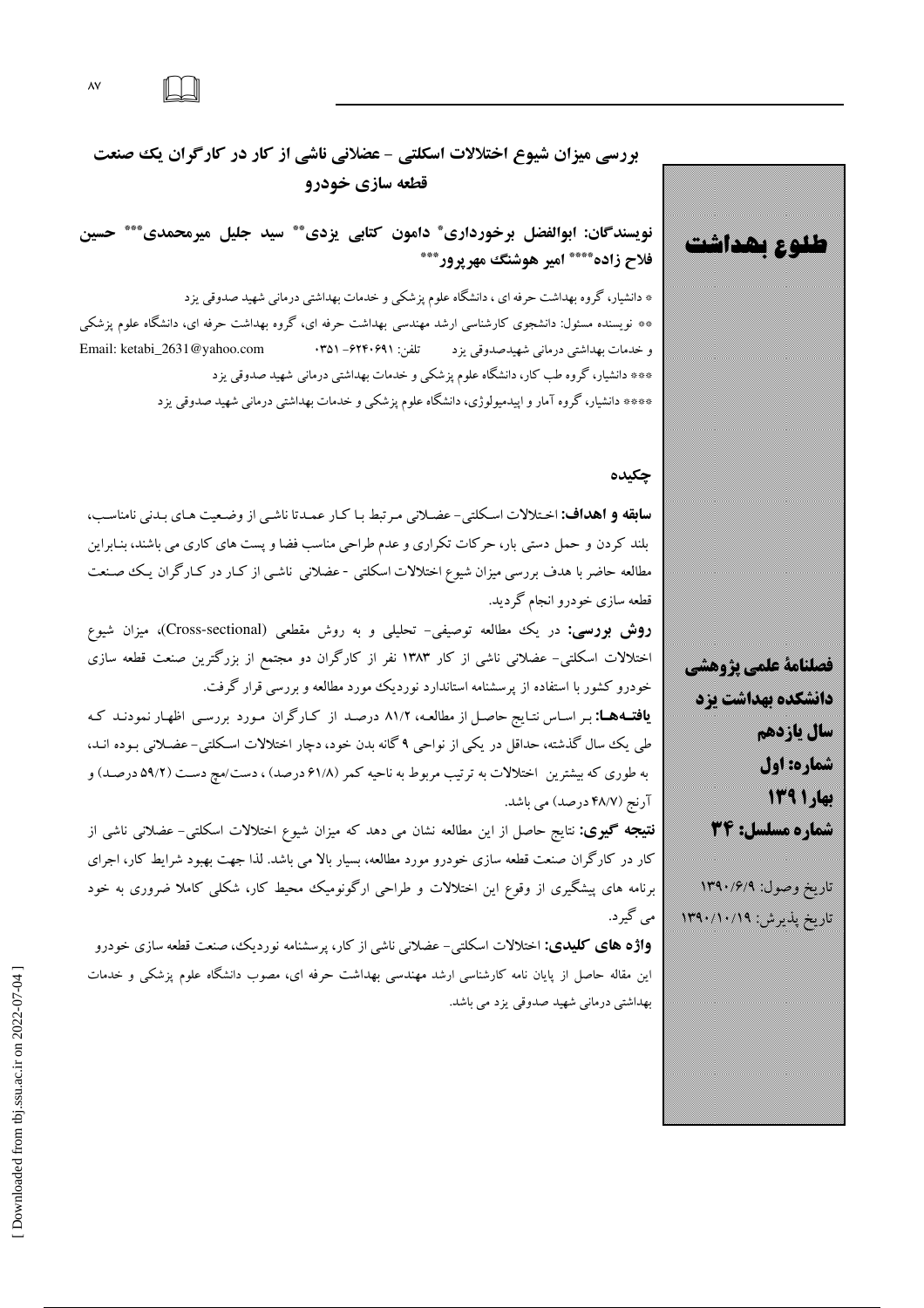# بررسی میزان شیوع اختلالات اسکلتی - عضلانی ناشی از کار در کارگران یک صنعت قطعه سازی خودرو

**نویسندگان: ابوالفضل برخورداری* دامون کتابی یزدی** سید جلیل میرمحمدی*** حسین فلاح زاده**** امیر هوشنگ مهرپرور*****

* دانشیار، گروه بهداشت حرفه ای ، دانشگاه علوم پزشکی و خدمات بهداشتی درمانی شهید صدوقی یزد

** نویسنده مسئول: دانشجوی کارشناسی ارشد مهندسی بهداشت حرفه ای، گروه بهداشت حرفه ای، دانشگاه علوم پزشکی و خدمات بهداشتی درمانی شهیدصدوقی یزد تلفن: ۶۲۴۰۶۹۱-۰۳۵۱ Email: ketabi_2631@yahoo.com

*** دانشیار، گروه طب کار، دانشگاه علوم پزشکی و خدمات بهداشتی درمانی شهید صدوقی یزد

**** دانشیار، گروه آمار و اپیدمیولوژی، دانشگاه علوم پزشکی و خدمات بهداشتی درمانی شهید صدوقی یزد

طلوع بهداشت

فصلنامۀ علمی پژوهشی دانشکده بهداشت یزد

سال یازدهم

شماره: اول

بهار ۱۳۹۱

شماره مسلسل: ۳۴

تاریخ وصول: ۱۳۹۰/۶/۹

تاریخ پذیرش: ۱۳۹۰/۱۰/۱۹

## چکیده

**سابقه و اهداف:** اختلالات اسکلتی- عضلانی مرتبط با کار عمدتا ناشی از وضعیت های بدنی نامناسب، بلند کردن و حمل دستی بار، حرکات تکراری و عدم طراحی مناسب فضا و پست های کاری می باشند، بنابراین مطالعه حاضر با هدف بررسی میزان شیوع اختلالات اسکلتی - عضلانی ناشی از کار در کارگران یک صنعت قطعه سازی خودرو انجام گردید.

**روش بررسی:** در یک مطالعه توصیفی- تحلیلی و به روش مقطعی (Cross-sectional)، میزان شیوع اختلالات اسکلتی- عضلانی ناشی از کار ۱۳۸۳ نفر از کارگران دو مجتمع از بزرگترین صنعت قطعه سازی خودرو کشور با استفاده از پرسشنامه استاندارد نوردیک مورد مطالعه و بررسی قرار گرفت.

**یافته‌ها:** بر اساس نتایج حاصل از مطالعه، ۸۱/۲ درصد از کارگران مورد بررسی اظهار نمودند که طی یک سال گذشته، حداقل در یکی از نواحی ۹ گانه بدن خود، دچار اختلالات اسکلتی- عضلانی بوده اند، به طوری که بیشترین اختلالات به ترتیب مربوط به ناحیه کمر (۶۱/۸ درصد) ، دست/مچ دست (۵۹/۲ درصد) و آرنج (۴۸/۷ درصد) می باشد.

**نتیجه گیری:** نتایج حاصل از این مطالعه نشان می دهد که میزان شیوع اختلالات اسکلتی- عضلانی ناشی از کار در کارگران صنعت قطعه سازی خودرو مورد مطالعه، بسیار بالا می باشد. لذا جهت بهبود شرایط کار، اجرای برنامه های پیشگیری از وقوع این اختلالات و طراحی ارگونومیک محیط کار، شکلی کاملا ضروری به خود می گیرد.

**واژه های کلیدی:** اختلالات اسکلتی- عضلانی ناشی از کار، پرسشنامه نوردیک، صنعت قطعه سازی خودرو

این مقاله حاصل از پایان نامه کارشناسی ارشد مهندسی بهداشت حرفه ای، مصوب دانشگاه علوم پزشکی و خدمات بهداشتی درمانی شهید صدوقی یزد می باشد.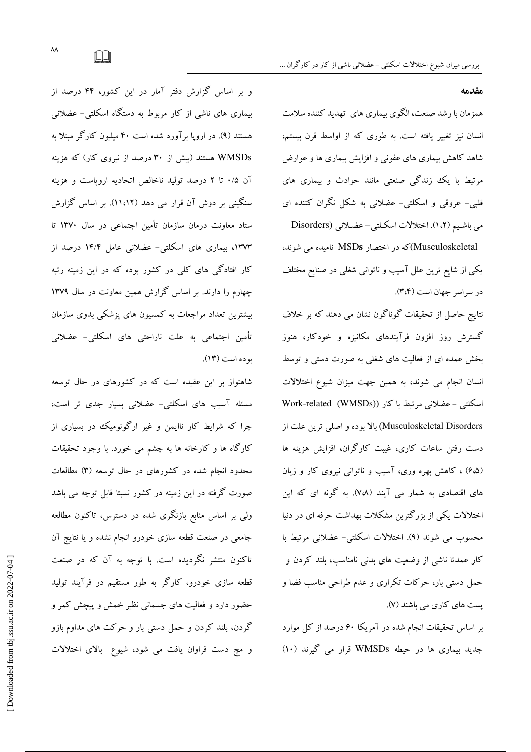## مقدمه

همزمان با رشد صنعت، الگوی بیماری های تهدید کننده سلامت انسان نیز تغییر یافته است. به طوری که از اواسط قرن بیستم، شاهد کاهش بیماری های عفونی و افزایش بیماری ها و عوارض مرتبط با یک زندگی صنعتی مانند حوادث و بیماری های قلبی- عروقی و اسکلتی- عضلانی به شکل نگران کننده ای می باشیم (۱،۲). اختلالات اسکلتی- عضلانی (Musculoskeletal Disorders)که در اختصار MSDs نامیده می شوند، یکی از شایع ترین علل آسیب و ناتوانی شغلی در صنایع مختلف در سراسر جهان است (۳،۴).

نتایج حاصل از تحقیقات گوناگون نشان می دهند که بر خلاف گسترش روز افزون فرآیندهای مکانیزه و خودکار، هنوز بخش عمده ای از فعالیت های شغلی به صورت دستی و توسط انسان انجام می شوند، به همین جهت میزان شیوع اختلالات اسکلتی- عضلانی مرتبط با کار (Work-related (WMSDs) Musculoskeletal Disorders) بالا بوده و اصلی ترین علت از دست رفتن ساعات کاری، غیبت کارگران، افزایش هزینه ها (۶،۵) ، کاهش بهره وری، آسیب و ناتوانی نیروی کار و زیان های اقتصادی به شمار می آیند (۷،۸). به گونه ای که این اختلالات یکی از بزرگترین مشکلات بهداشت حرفه ای در دنیا محسوب می شوند (۹). اختلالات اسکلتی- عضلانی مرتبط با کار عمدتا ناشی از وضعیت های بدنی نامناسب، بلند کردن و حمل دستی بار، حرکات تکراری و عدم طراحی مناسب فضا و پست های کاری می باشند (۷).

بر اساس تحقیقات انجام شده در آمریکا ۶۰ درصد از کل موارد جدید بیماری ها در حیطه WMSDs قرار می گیرند (۱۰) و بر اساس گزارش دفتر آمار در این کشور، ۴۴ درصد از بیماری های ناشی از کار مربوط به دستگاه اسکلتی- عضلانی هستند (۹). در اروپا برآورد شده است ۴۰ میلیون کارگر مبتلا به WMSDs هستند (بیش از ۳۰ درصد از نیروی کار) که هزینه آن ۰/۵ تا ۲ درصد تولید ناخالص اتحادیه اروپاست و هزینه سنگینی بر دوش آن قرار می دهد (۱۱،۱۲). بر اساس گزارش ستاد معاونت درمان سازمان تأمین اجتماعی در سال ۱۳۷۰ تا ۱۳۷۳، بیماری های اسکلتی- عضلانی عامل ۱۴/۴ درصد از کار افتادگی های کلی در کشور بوده که در این زمینه رتبه چهارم را دارند. بر اساس گزارش همین معاونت در سال ۱۳۷۹ بیشترین تعداد مراجعات به کمسیون های پزشکی بدوی سازمان تأمین اجتماعی به علت ناراحتی های اسکلتی- عضلانی بوده است (۱۳).

شاهنواز بر این عقیده است که در کشورهای در حال توسعه مسئله آسیب های اسکلتی- عضلانی بسیار جدی تر است، چرا که شرایط کار ناایمن و غیر ارگونومیک در بسیاری از کارگاه ها و کارخانه ها به چشم می خورد. با وجود تحقیقات محدود انجام شده در کشورهای در حال توسعه (۳) مطالعات صورت گرفته در این زمینه در کشور نسبتا قابل توجه می باشد ولی بر اساس منابع بازنگری شده در دسترس، تاکنون مطالعه جامعی در صنعت قطعه سازی خودرو انجام نشده و یا نتایج آن تاکنون منتشر نگردیده است. با توجه به آن که در صنعت قطعه سازی خودرو، کارگر به طور مستقیم در فرآیند تولید حضور دارد و فعالیت های جسمانی نظیر خمش و پیچش کمر و گردن، بلند کردن و حمل دستی بار و حرکت های مداوم بازو و مچ دست فراوان یافت می شود، شیوع بالای اختلالات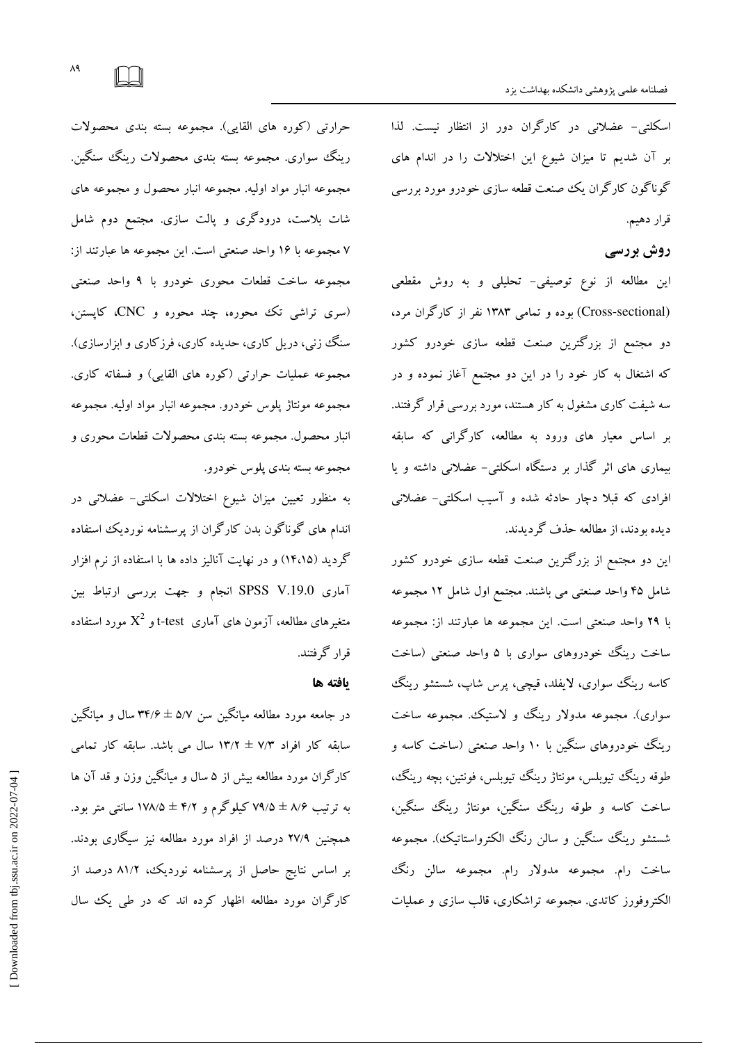اسکلتی- عضلانی در کارگران دور از انتظار نیست. لذا بر آن شدیم تا میزان شیوع این اختلالات را در اندام های گوناگون کارگران یک صنعت قطعه سازی خودرو مورد بررسی قرار دهیم.

## روش بررسی

این مطالعه از نوع توصیفی- تحلیلی و به روش مقطعی (Cross-sectional) بوده و تمامی ۱۳۸۳ نفر از کارگران مرد، دو مجتمع از بزرگترین صنعت قطعه سازی خودرو کشور که اشتغال به کار خود را در این دو مجتمع آغاز نموده و در سه شیفت کاری مشغول به کار هستند، مورد بررسی قرار گرفتند. بر اساس معیار های ورود به مطالعه، کارگرانی که سابقه بیماری های اثر گذار بر دستگاه اسکلتی- عضلانی داشته و یا افرادی که قبلا دچار حادثه شده و آسیب اسکلتی- عضلانی دیده بودند، از مطالعه حذف گردیدند.

این دو مجتمع از بزرگترین صنعت قطعه سازی خودرو کشور شامل ۴۵ واحد صنعتی می باشند. مجتمع اول شامل ۱۲ مجموعه با ۲۹ واحد صنعتی است. این مجموعه ها عبارتند از: مجموعه ساخت رینگ خودروهای سواری با ۵ واحد صنعتی (ساخت کاسه رینگ سواری، لایفلد، قیچی، پرس شاپ، شستشو رینگ سواری). مجموعه مدولار رینگ و لاستیک. مجموعه ساخت رینگ خودروهای سنگین با ۱۰ واحد صنعتی (ساخت کاسه و طوقه رینگ تیوبلس، مونتاژ رینگ تیوبلس، فونتین، بچه رینگ، ساخت کاسه و طوقه رینگ سنگین، مونتاژ رینگ سنگین، شستشو رینگ سنگین و سالن رنگ الکترواستاتیک). مجموعه ساخت رام. مجموعه مدولار رام. مجموعه سالن رنگ الکتروفورز کاتدی. مجموعه تراشکاری، قالب سازی و عملیات حرارتی (کوره های القایی). مجموعه بسته بندی محصولات رینگ سواری. مجموعه بسته بندی محصولات رینگ سنگین. مجموعه انبار مواد اولیه. مجموعه انبار محصول و مجموعه های شات بلاست، درودگری و پالت سازی. مجتمع دوم شامل ۷ مجموعه با ۱۶ واحد صنعتی است. این مجموعه ها عبارتند از: مجموعه ساخت قطعات محوری خودرو با ۹ واحد صنعتی (سری تراشی تک محوره، چند محوره و CNC، کاپستن، سنگ زنی، دریل کاری، حدیده کاری، فرزکاری و ابزارسازی). مجموعه عملیات حرارتی (کوره های القایی) و فسفاته کاری. مجموعه مونتاژ پلوس خودرو. مجموعه انبار مواد اولیه. مجموعه انبار محصول. مجموعه بسته بندی محصولات قطعات محوری و مجموعه بسته بندی پلوس خودرو.

به منظور تعیین میزان شیوع اختلالات اسکلتی- عضلانی در اندام های گوناگون بدن کارگران از پرسشنامه نوردیک استفاده گردید (۱۴،۱۵) و در نهایت آنالیز داده ها با استفاده از نرم افزار آماری SPSS V.19.0 انجام و جهت بررسی ارتباط بین متغیرهای مطالعه، آزمون های آماری t-test و $X^2$ مورد استفاده قرار گرفتند.

## یافته ها

در جامعه مورد مطالعه میانگین سن ۵/۷ ± ۳۴/۶ سال و میانگین سابقه کار افراد ۷/۳ ± ۱۳/۲ سال می باشد. سابقه کار تمامی کارگران مورد مطالعه بیش از ۵ سال و میانگین وزن و قد آن ها به ترتیب ۸/۶ ± ۷۹/۵ کیلوگرم و ۴/۲ ± ۱۷۸/۵ سانتی متر بود. همچنین ۲۷/۹ درصد از افراد مورد مطالعه نیز سیگاری بودند. بر اساس نتایج حاصل از پرسشنامه نوردیک، ۸۱/۲ درصد از کارگران مورد مطالعه اظهار کرده اند که در طی یک سال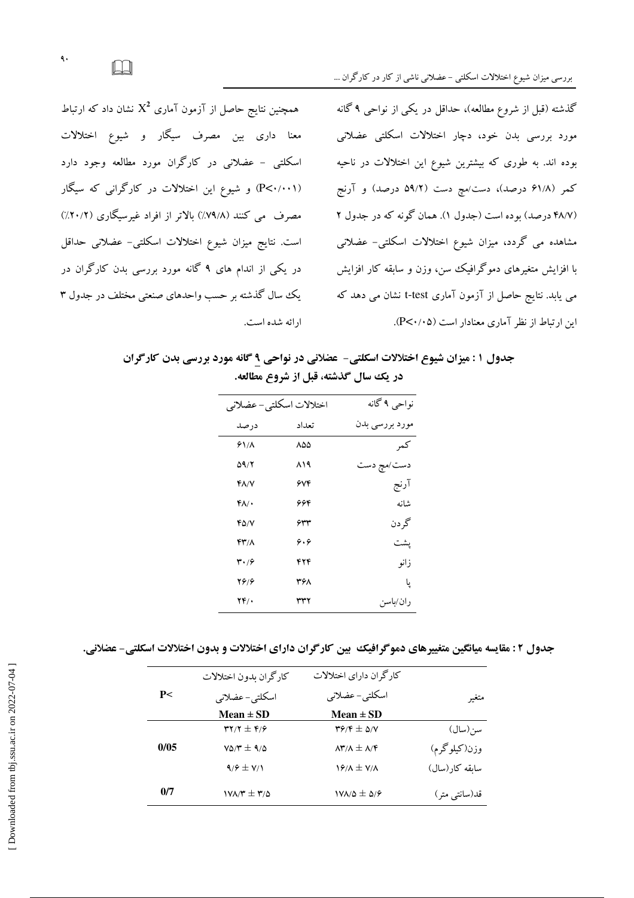گذشته (قبل از شروع مطالعه)، حداقل در یکی از نواحی ۹ گانه مورد بررسی بدن خود، دچار اختلالات اسکلتی عضلانی بوده اند. به طوری که بیشترین شیوع این اختلالات در ناحیه کمر (۶۱/۸ درصد)، دست/مچ دست (۵۹/۲ درصد) و آرنج (۴۸/۷ درصد) بوده است (جدول ۱). همان گونه که در جدول ۲ مشاهده می گردد، میزان شیوع اختلالات اسکلتی- عضلانی با افزایش متغیرهای دموگرافیک سن، وزن و سابقه کار افزایش می یابد. نتایج حاصل از آزمون آماری t-test نشان می دهد که این ارتباط از نظر آماری معنادار است (P<۰/۰۵).

همچنین نتایج حاصل از آزمون آماری $X^2$ نشان داد که ارتباط معنا داری بین مصرف سیگار و شیوع اختلالات اسکلتی - عضلانی در کارگران مورد مطالعه وجود دارد (P<۰/۰۰۱) و شیوع این اختلالات در کارگرانی که سیگار مصرف می کنند (۷۹/۸٪) بالاتر از افراد غیرسیگاری (۲۰/۲٪) است. نتایج میزان شیوع اختلالات اسکلتی- عضلانی حداقل در یکی از اندام های ۹ گانه مورد بررسی بدن کارگران در یک سال گذشته بر حسب واحدهای صنعتی مختلف در جدول ۳ ارائه شده است.

**جدول ۱ : میزان شیوع اختلالات اسکلتی- عضلانی در نواحی ۹ گانه مورد بررسی بدن کارگران در یک سال گذشته، قبل از شروع مطالعه.**

| نواحی ۹ گانه مورد بررسی بدن | اختلالات اسکلتی- عضلانی (تعداد) | اختلالات اسکلتی- عضلانی (درصد) |
|---|---|---|
| کمر | ۸۵۵ | ۶۱/۸ |
| دست/مچ دست | ۸۱۹ | ۵۹/۲ |
| آرنج | ۶۷۴ | ۴۸/۷ |
| شانه | ۶۶۴ | ۴۸/۰ |
| گردن | ۶۳۳ | ۴۵/۷ |
| پشت | ۶۰۶ | ۴۳/۸ |
| زانو | ۴۲۴ | ۳۰/۶ |
| پا | ۳۶۸ | ۲۶/۶ |
| ران/باسن | ۳۳۲ | ۲۴/۰ |

**جدول ۲ : مقایسه میانگین متغیرهای دموگرافیک بین کارگران دارای اختلالات و بدون اختلالات اسکلتی- عضلانی.**

| متغیر | کارگران دارای اختلالات اسکلتی- عضلانی Mean ± SD | کارگران بدون اختلالات اسکلتی- عضلانی Mean ± SD | P< |
|---|---|---|---|
| سن(سال) | ۳۶/۴ ± ۵/۷ | ۳۲/۲ ± ۴/۶ | |
| وزن(کیلوگرم) | ۸۳/۸ ± ۸/۴ | ۷۵/۳ ± ۹/۵ | 0/05 |
| سابقه کار(سال) | ۱۶/۸ ± ۷/۸ | ۹/۶ ± ۷/۱ | |
| قد(سانتی متر) | ۱۷۸/۵ ± ۵/۶ | ۱۷۸/۳ ± ۳/۵ | 0/7 |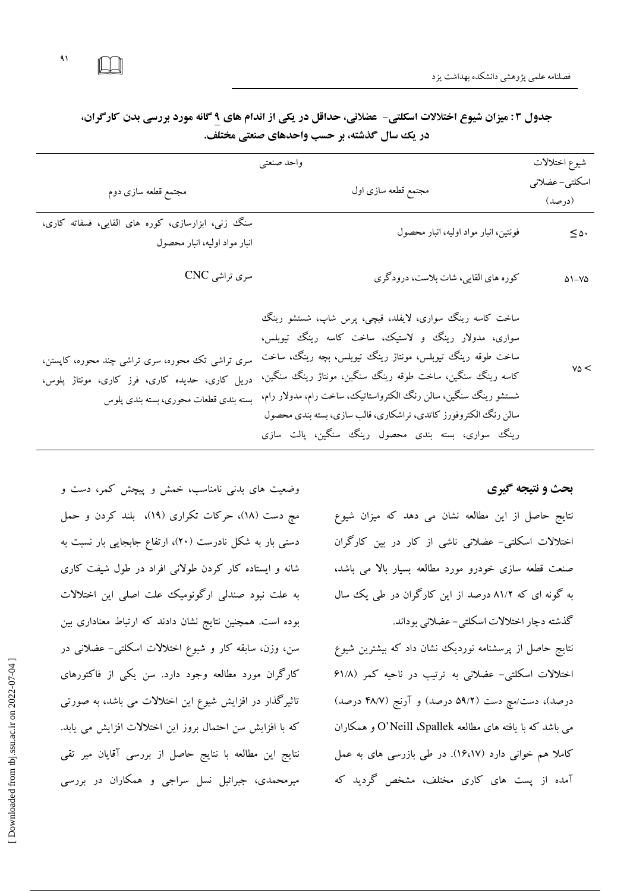**جدول ۳: میزان شیوع اختلالات اسکلتی- عضلانی، حداقل در یکی از اندام های ۹ گانه مورد بررسی بدن کارگران، در یک سال گذشته، بر حسب واحدهای صنعتی مختلف.**

| شیوع اختلالات اسکلتی- عضلانی (درصد) | واحد صنعتی | |
|---|---|---|
| | مجتمع قطعه سازی اول | مجتمع قطعه سازی دوم |
| ≤۵۰ | فونتین، انبار مواد اولیه، انبار محصول | سنگ زنی، ابزارسازی، کوره های القایی، فسفاته کاری، انبار مواد اولیه، انبار محصول |
| ۵۱-۷۵ | کوره های القایی، شات بلاست، درودگری | سری تراشی CNC |
| ۷۵< | ساخت کاسه رینگ سواری، لایفلد، قیچی، پرس شاپ، شستشو رینگ سواری، مدولار رینگ و لاستیک، ساخت کاسه رینگ تیوبلس، ساخت طوقه رینگ تیوبلس، مونتاژ رینگ تیوبلس، بچه رینگ، ساخت کاسه رینگ سنگین، ساخت طوقه رینگ سنگین، مونتاژ رینگ سنگین، شستشو رینگ سنگین، سالن رنگ الکترواستاتیک، ساخت رام، مدولار رام، سالن رنگ الکتروفورز کاتدی، تراشکاری، قالب سازی، بسته بندی محصول رینگ سواری، بسته بندی محصول رینگ سنگین، پالت سازی | سری تراشی تک محوره، سری تراشی چند محوره، کاپستن، دریل کاری، حدیده کاری، فرز کاری، مونتاژ پلوس، بسته بندی قطعات محوری، بسته بندی پلوس |

## بحث و نتیجه گیری

نتایج حاصل از این مطالعه نشان می دهد که میزان شیوع اختلالات اسکلتی- عضلانی ناشی از کار در بین کارگران صنعت قطعه سازی خودرو مورد مطالعه بسیار بالا می باشد، به گونه ای که ۸۱/۲ درصد از این کارگران در طی یک سال گذشته دچار اختلالات اسکلتی- عضلانی بوداند.

نتایج حاصل از پرسشنامه نوردیک نشان داد که بیشترین شیوع اختلالات اسکلتی- عضلانی به ترتیب در ناحیه کمر (۶۱/۸ درصد)، دست/مچ دست (۵۹/۲ درصد) و آرنج (۴۸/۷ درصد) می باشد که با یافته های مطالعه Spallek، O'Neill و همکاران کاملا هم خوانی دارد (۱۶،۱۷). در طی بازرسی های به عمل آمده از پست های کاری مختلف، مشخص گردید که وضعیت های بدنی نامناسب، خمش و پیچش کمر، دست و مچ دست (۱۸)، حرکات تکراری (۱۹)، بلند کردن و حمل دستی بار به شکل نادرست (۲۰)، ارتفاع جابجایی بار نسبت به شانه و ایستاده کار کردن طولانی افراد در طول شیفت کاری به علت نبود صندلی ارگونومیک علت اصلی این اختلالات بوده است. همچنین نتایج نشان دادند که ارتباط معناداری بین سن، وزن، سابقه کار و شیوع اختلالات اسکلتی- عضلانی در کارگران مورد مطالعه وجود دارد. سن یکی از فاکتورهای تاثیرگذار در افزایش شیوع این اختلالات می باشد، به صورتی که با افزایش سن احتمال بروز این اختلالات افزایش می یابد. نتایج این مطالعه با نتایج حاصل از بررسی آقایان میر تقی میرمحمدی، جبرائیل نسل سراجی و همکاران در بررسی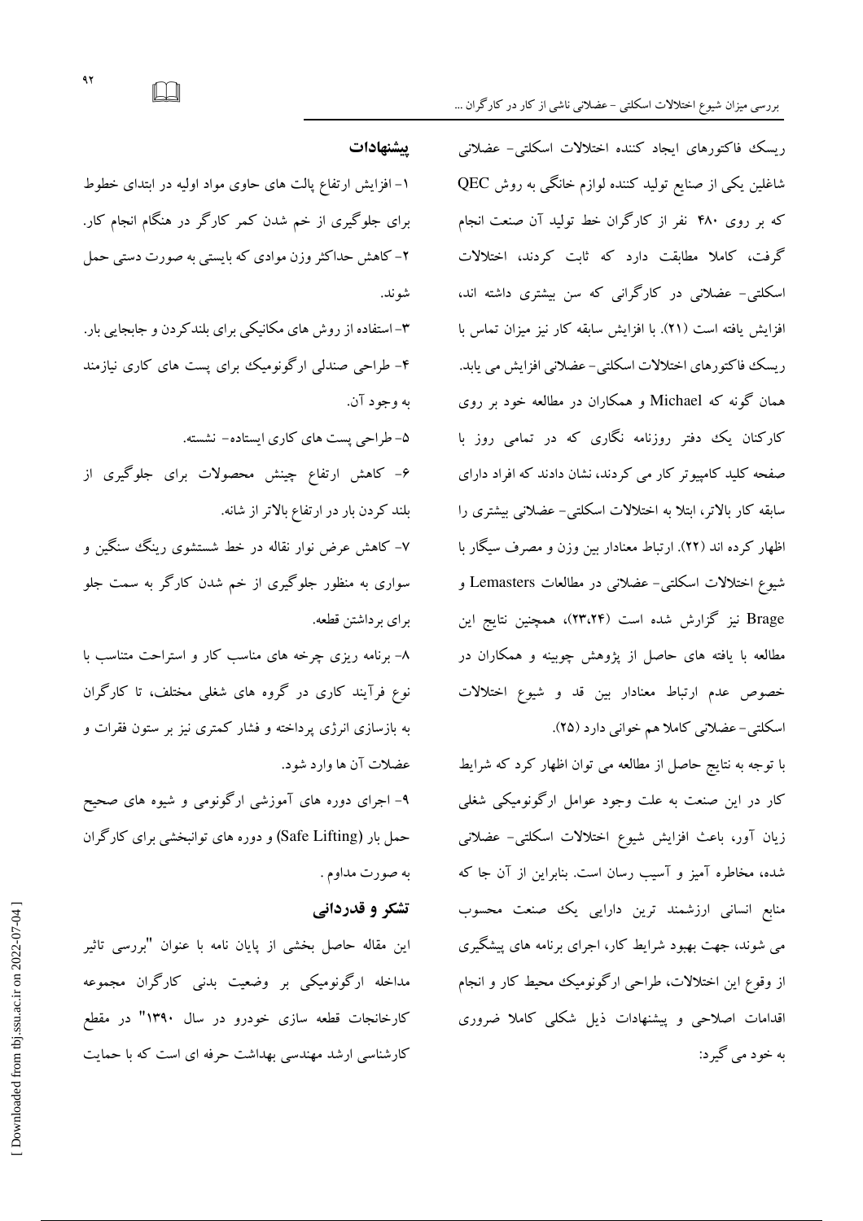ریسک فاکتورهای ایجاد کننده اختلالات اسکلتی- عضلانی شاغلین یکی از صنایع تولید کننده لوازم خانگی به روش QEC که بر روی ۴۸۰ نفر از کارگران خط تولید آن صنعت انجام گرفت، کاملا مطابقت دارد که ثابت کردند، اختلالات اسکلتی- عضلانی در کارگرانی که سن بیشتری داشته اند، افزایش یافته است (۲۱). با افزایش سابقه کار نیز میزان تماس با ریسک فاکتورهای اختلالات اسکلتی- عضلانی افزایش می یابد. همان گونه که Michael و همکاران در مطالعه خود بر روی کارکنان یک دفتر روزنامه نگاری که در تمامی روز با صفحه کلید کامپیوتر کار می کردند، نشان دادند که افراد دارای سابقه کار بالاتر، ابتلا به اختلالات اسکلتی- عضلانی بیشتری را اظهار کرده اند (۲۲). ارتباط معنادار بین وزن و مصرف سیگار با شیوع اختلالات اسکلتی- عضلانی در مطالعات Lemasters و Brage نیز گزارش شده است (۲۳،۲۴)، همچنین نتایج این مطالعه با یافته های حاصل از پژوهش چوبینه و همکاران در خصوص عدم ارتباط معنادار بین قد و شیوع اختلالات اسکلتی- عضلانی کاملا هم خوانی دارد (۲۵).

با توجه به نتایج حاصل از مطالعه می توان اظهار کرد که شرایط کار در این صنعت به علت وجود عوامل ارگونومیکی شغلی زیان آور، باعث افزایش شیوع اختلالات اسکلتی- عضلانی شده، مخاطره آمیز و آسیب رسان است. بنابراین از آن جا که منابع انسانی ارزشمند ترین دارایی یک صنعت محسوب می شوند، جهت بهبود شرایط کار، اجرای برنامه های پیشگیری از وقوع این اختلالات، طراحی ارگونومیک محیط کار و انجام اقدامات اصلاحی و پیشنهادات ذیل شکلی کاملا ضروری به خود می گیرد:

## پیشنهادات

۱- افزایش ارتفاع پالت های حاوی مواد اولیه در ابتدای خطوط برای جلوگیری از خم شدن کمر کارگر در هنگام انجام کار.

۲- کاهش حداکثر وزن موادی که بایستی به صورت دستی حمل شوند.

۳- استفاده از روش های مکانیکی برای بلندکردن و جابجایی بار.

۴- طراحی صندلی ارگونومیک برای پست های کاری نیازمند به وجود آن.

۵- طراحی پست های کاری ایستاده- نشسته.

۶- کاهش ارتفاع چینش محصولات برای جلوگیری از بلند کردن بار در ارتفاع بالاتر از شانه.

۷- کاهش عرض نوار نقاله در خط شستشوی رینگ سنگین و سواری به منظور جلوگیری از خم شدن کارگر به سمت جلو برای برداشتن قطعه.

۸- برنامه ریزی چرخه های مناسب کار و استراحت متناسب با نوع فرآیند کاری در گروه های شغلی مختلف، تا کارگران به بازسازی انرژی پرداخته و فشار کمتری نیز بر ستون فقرات و عضلات آن ها وارد شود.

۹- اجرای دوره های آموزشی ارگونومی و شیوه های صحیح حمل بار (Safe Lifting) و دوره های توانبخشی برای کارگران به صورت مداوم.

## تشکر و قدردانی

این مقاله حاصل بخشی از پایان نامه با عنوان "بررسی تاثیر مداخله ارگونومیکی بر وضعیت بدنی کارگران مجموعه کارخانجات قطعه سازی خودرو در سال ۱۳۹۰" در مقطع کارشناسی ارشد مهندسی بهداشت حرفه ای است که با حمایت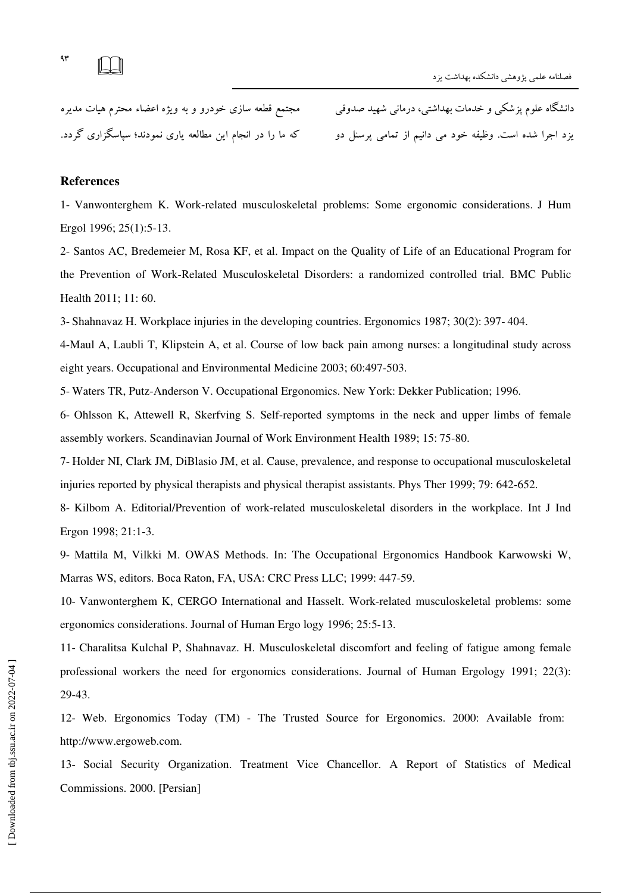دانشگاه علوم پزشکی و خدمات بهداشتی، درمانی شهید صدوقی یزد اجرا شده است. وظیفه خود می دانیم از تمامی پرسنل دو مجتمع قطعه سازی خودرو و به ویژه اعضاء محترم هیات مدیره که ما را در انجام این مطالعه یاری نمودند؛ سپاسگزاری گردد.

## References

1- Vanwonterghem K. Work-related musculoskeletal problems: Some ergonomic considerations. J Hum Ergol 1996; 25(1):5-13.

2- Santos AC, Bredemeier M, Rosa KF, et al. Impact on the Quality of Life of an Educational Program for the Prevention of Work-Related Musculoskeletal Disorders: a randomized controlled trial. BMC Public Health 2011; 11: 60.

3- Shahnavaz H. Workplace injuries in the developing countries. Ergonomics 1987; 30(2): 397- 404.

4-Maul A, Laubli T, Klipstein A, et al. Course of low back pain among nurses: a longitudinal study across eight years. Occupational and Environmental Medicine 2003; 60:497-503.

5- Waters TR, Putz-Anderson V. Occupational Ergonomics. New York: Dekker Publication; 1996.

6- Ohlsson K, Attewell R, Skerfving S. Self-reported symptoms in the neck and upper limbs of female assembly workers. Scandinavian Journal of Work Environment Health 1989; 15: 75-80.

7- Holder NI, Clark JM, DiBlasio JM, et al. Cause, prevalence, and response to occupational musculoskeletal injuries reported by physical therapists and physical therapist assistants. Phys Ther 1999; 79: 642-652.

8- Kilbom A. Editorial/Prevention of work-related musculoskeletal disorders in the workplace. Int J Ind Ergon 1998; 21:1-3.

9- Mattila M, Vilkki M. OWAS Methods. In: The Occupational Ergonomics Handbook Karwowski W, Marras WS, editors. Boca Raton, FA, USA: CRC Press LLC; 1999: 447-59.

10- Vanwonterghem K, CERGO International and Hasselt. Work-related musculoskeletal problems: some ergonomics considerations. Journal of Human Ergo logy 1996; 25:5-13.

11- Charalitsa Kulchal P, Shahnavaz. H. Musculoskeletal discomfort and feeling of fatigue among female professional workers the need for ergonomics considerations. Journal of Human Ergology 1991; 22(3): 29-43.

12- Web. Ergonomics Today (TM) - The Trusted Source for Ergonomics. 2000: Available from: http://www.ergoweb.com.

13- Social Security Organization. Treatment Vice Chancellor. A Report of Statistics of Medical Commissions. 2000. [Persian]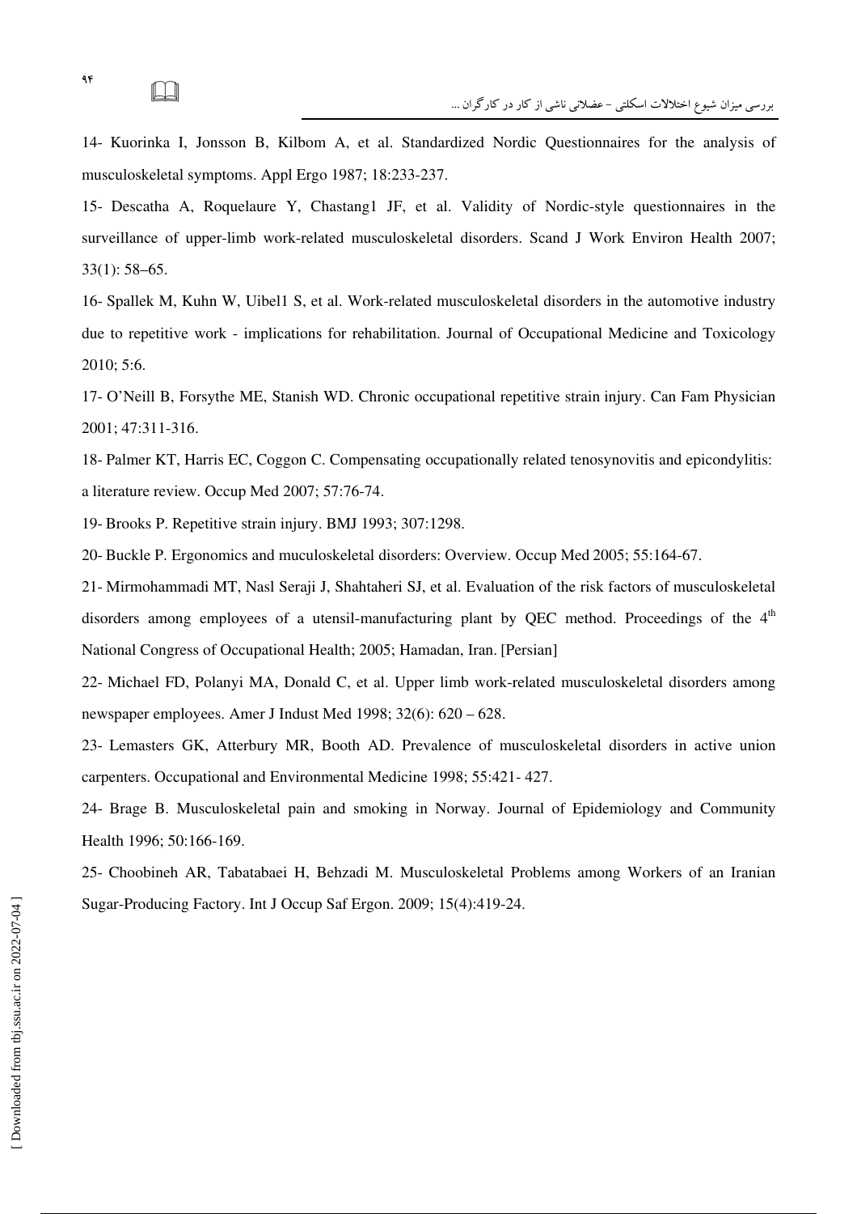14- Kuorinka I, Jonsson B, Kilbom A, et al. Standardized Nordic Questionnaires for the analysis of musculoskeletal symptoms. Appl Ergo 1987; 18:233-237.

15- Descatha A, Roquelaure Y, Chastang1 JF, et al. Validity of Nordic-style questionnaires in the surveillance of upper-limb work-related musculoskeletal disorders. Scand J Work Environ Health 2007; 33(1): 58–65.

16- Spallek M, Kuhn W, Uibel1 S, et al. Work-related musculoskeletal disorders in the automotive industry due to repetitive work - implications for rehabilitation. Journal of Occupational Medicine and Toxicology 2010; 5:6.

17- O'Neill B, Forsythe ME, Stanish WD. Chronic occupational repetitive strain injury. Can Fam Physician 2001; 47:311-316.

18- Palmer KT, Harris EC, Coggon C. Compensating occupationally related tenosynovitis and epicondylitis: a literature review. Occup Med 2007; 57:76-74.

19- Brooks P. Repetitive strain injury. BMJ 1993; 307:1298.

20- Buckle P. Ergonomics and muculoskeletal disorders: Overview. Occup Med 2005; 55:164-67.

21- Mirmohammadi MT, Nasl Seraji J, Shahtaheri SJ, et al. Evaluation of the risk factors of musculoskeletal disorders among employees of a utensil-manufacturing plant by QEC method. Proceedings of the 4th National Congress of Occupational Health; 2005; Hamadan, Iran. [Persian]

22- Michael FD, Polanyi MA, Donald C, et al. Upper limb work-related musculoskeletal disorders among newspaper employees. Amer J Indust Med 1998; 32(6): 620 – 628.

23- Lemasters GK, Atterbury MR, Booth AD. Prevalence of musculoskeletal disorders in active union carpenters. Occupational and Environmental Medicine 1998; 55:421- 427.

24- Brage B. Musculoskeletal pain and smoking in Norway. Journal of Epidemiology and Community Health 1996; 50:166-169.

25- Choobineh AR, Tabatabaei H, Behzadi M. Musculoskeletal Problems among Workers of an Iranian Sugar-Producing Factory. Int J Occup Saf Ergon. 2009; 15(4):419-24.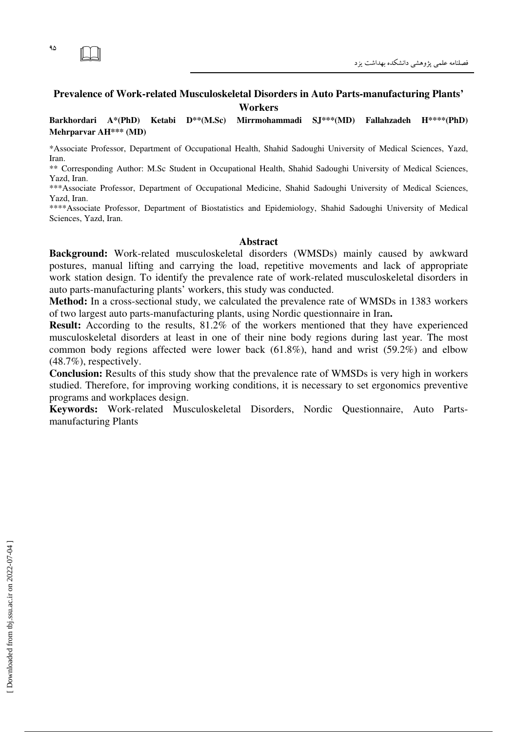## Prevalence of Work-related Musculoskeletal Disorders in Auto Parts-manufacturing Plants' Workers

**Barkhordari A*(PhD) Ketabi D**(M.Sc) Mirrmohammadi SJ***(MD) Fallahzadeh H****(PhD) Mehrparvar AH*** (MD)**

*Associate Professor, Department of Occupational Health, Shahid Sadoughi University of Medical Sciences, Yazd, Iran.

** Corresponding Author: M.Sc Student in Occupational Health, Shahid Sadoughi University of Medical Sciences, Yazd, Iran.

***Associate Professor, Department of Occupational Medicine, Shahid Sadoughi University of Medical Sciences, Yazd, Iran.

****Associate Professor, Department of Biostatistics and Epidemiology, Shahid Sadoughi University of Medical Sciences, Yazd, Iran.

### Abstract

**Background:** Work-related musculoskeletal disorders (WMSDs) mainly caused by awkward postures, manual lifting and carrying the load, repetitive movements and lack of appropriate work station design. To identify the prevalence rate of work-related musculoskeletal disorders in auto parts-manufacturing plants' workers, this study was conducted.

**Method:** In a cross-sectional study, we calculated the prevalence rate of WMSDs in 1383 workers of two largest auto parts-manufacturing plants, using Nordic questionnaire in Iran**.**

**Result:** According to the results, 81.2% of the workers mentioned that they have experienced musculoskeletal disorders at least in one of their nine body regions during last year. The most common body regions affected were lower back (61.8%), hand and wrist (59.2%) and elbow (48.7%), respectively.

**Conclusion:** Results of this study show that the prevalence rate of WMSDs is very high in workers studied. Therefore, for improving working conditions, it is necessary to set ergonomics preventive programs and workplaces design.

**Keywords:** Work-related Musculoskeletal Disorders, Nordic Questionnaire, Auto Parts-manufacturing Plants